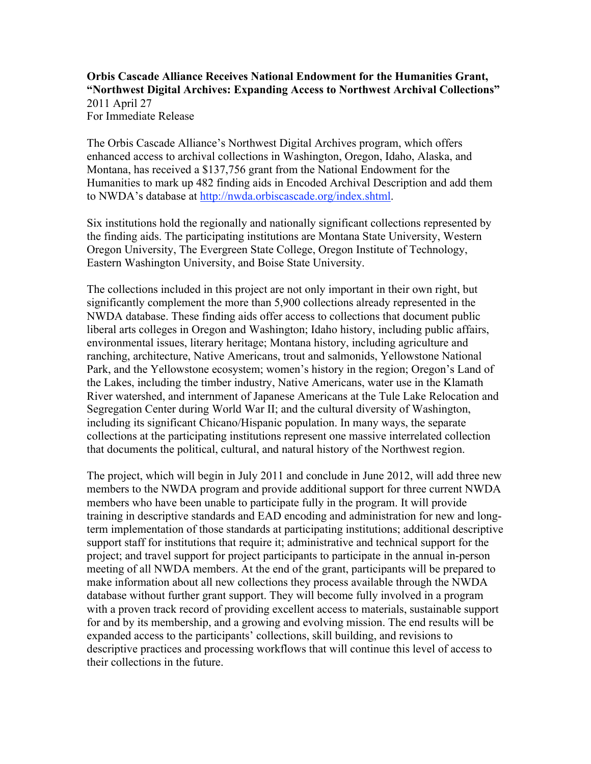**Orbis Cascade Alliance Receives National Endowment for the Humanities Grant, "Northwest Digital Archives: Expanding Access to Northwest Archival Collections"**
2011 April 27
For Immediate Release

The Orbis Cascade Alliance's Northwest Digital Archives program, which offers enhanced access to archival collections in Washington, Oregon, Idaho, Alaska, and Montana, has received a $137,756 grant from the National Endowment for the Humanities to mark up 482 finding aids in Encoded Archival Description and add them to NWDA's database at http://nwda.orbiscascade.org/index.shtml.

Six institutions hold the regionally and nationally significant collections represented by the finding aids. The participating institutions are Montana State University, Western Oregon University, The Evergreen State College, Oregon Institute of Technology, Eastern Washington University, and Boise State University.

The collections included in this project are not only important in their own right, but significantly complement the more than 5,900 collections already represented in the NWDA database. These finding aids offer access to collections that document public liberal arts colleges in Oregon and Washington; Idaho history, including public affairs, environmental issues, literary heritage; Montana history, including agriculture and ranching, architecture, Native Americans, trout and salmonids, Yellowstone National Park, and the Yellowstone ecosystem; women's history in the region; Oregon's Land of the Lakes, including the timber industry, Native Americans, water use in the Klamath River watershed, and internment of Japanese Americans at the Tule Lake Relocation and Segregation Center during World War II; and the cultural diversity of Washington, including its significant Chicano/Hispanic population. In many ways, the separate collections at the participating institutions represent one massive interrelated collection that documents the political, cultural, and natural history of the Northwest region.

The project, which will begin in July 2011 and conclude in June 2012, will add three new members to the NWDA program and provide additional support for three current NWDA members who have been unable to participate fully in the program. It will provide training in descriptive standards and EAD encoding and administration for new and long-term implementation of those standards at participating institutions; additional descriptive support staff for institutions that require it; administrative and technical support for the project; and travel support for project participants to participate in the annual in-person meeting of all NWDA members. At the end of the grant, participants will be prepared to make information about all new collections they process available through the NWDA database without further grant support. They will become fully involved in a program with a proven track record of providing excellent access to materials, sustainable support for and by its membership, and a growing and evolving mission. The end results will be expanded access to the participants' collections, skill building, and revisions to descriptive practices and processing workflows that will continue this level of access to their collections in the future.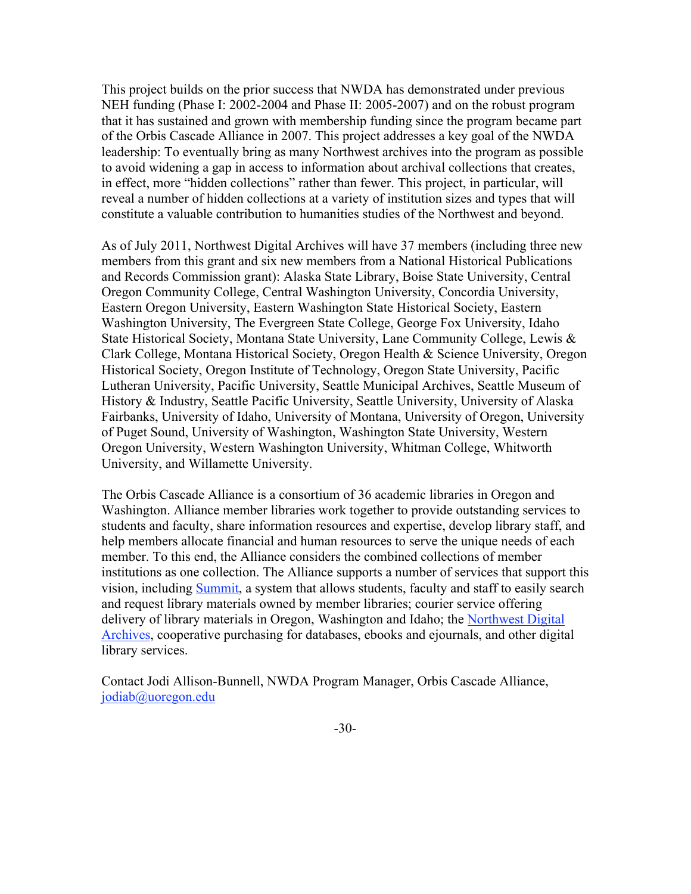This project builds on the prior success that NWDA has demonstrated under previous NEH funding (Phase I: 2002-2004 and Phase II: 2005-2007) and on the robust program that it has sustained and grown with membership funding since the program became part of the Orbis Cascade Alliance in 2007. This project addresses a key goal of the NWDA leadership: To eventually bring as many Northwest archives into the program as possible to avoid widening a gap in access to information about archival collections that creates, in effect, more "hidden collections" rather than fewer. This project, in particular, will reveal a number of hidden collections at a variety of institution sizes and types that will constitute a valuable contribution to humanities studies of the Northwest and beyond.

As of July 2011, Northwest Digital Archives will have 37 members (including three new members from this grant and six new members from a National Historical Publications and Records Commission grant): Alaska State Library, Boise State University, Central Oregon Community College, Central Washington University, Concordia University, Eastern Oregon University, Eastern Washington State Historical Society, Eastern Washington University, The Evergreen State College, George Fox University, Idaho State Historical Society, Montana State University, Lane Community College, Lewis & Clark College, Montana Historical Society, Oregon Health & Science University, Oregon Historical Society, Oregon Institute of Technology, Oregon State University, Pacific Lutheran University, Pacific University, Seattle Municipal Archives, Seattle Museum of History & Industry, Seattle Pacific University, Seattle University, University of Alaska Fairbanks, University of Idaho, University of Montana, University of Oregon, University of Puget Sound, University of Washington, Washington State University, Western Oregon University, Western Washington University, Whitman College, Whitworth University, and Willamette University.

The Orbis Cascade Alliance is a consortium of 36 academic libraries in Oregon and Washington. Alliance member libraries work together to provide outstanding services to students and faculty, share information resources and expertise, develop library staff, and help members allocate financial and human resources to serve the unique needs of each member. To this end, the Alliance considers the combined collections of member institutions as one collection. The Alliance supports a number of services that support this vision, including Summit, a system that allows students, faculty and staff to easily search and request library materials owned by member libraries; courier service offering delivery of library materials in Oregon, Washington and Idaho; the Northwest Digital Archives, cooperative purchasing for databases, ebooks and ejournals, and other digital library services.

Contact Jodi Allison-Bunnell, NWDA Program Manager, Orbis Cascade Alliance, jodiab@uoregon.edu

-30-